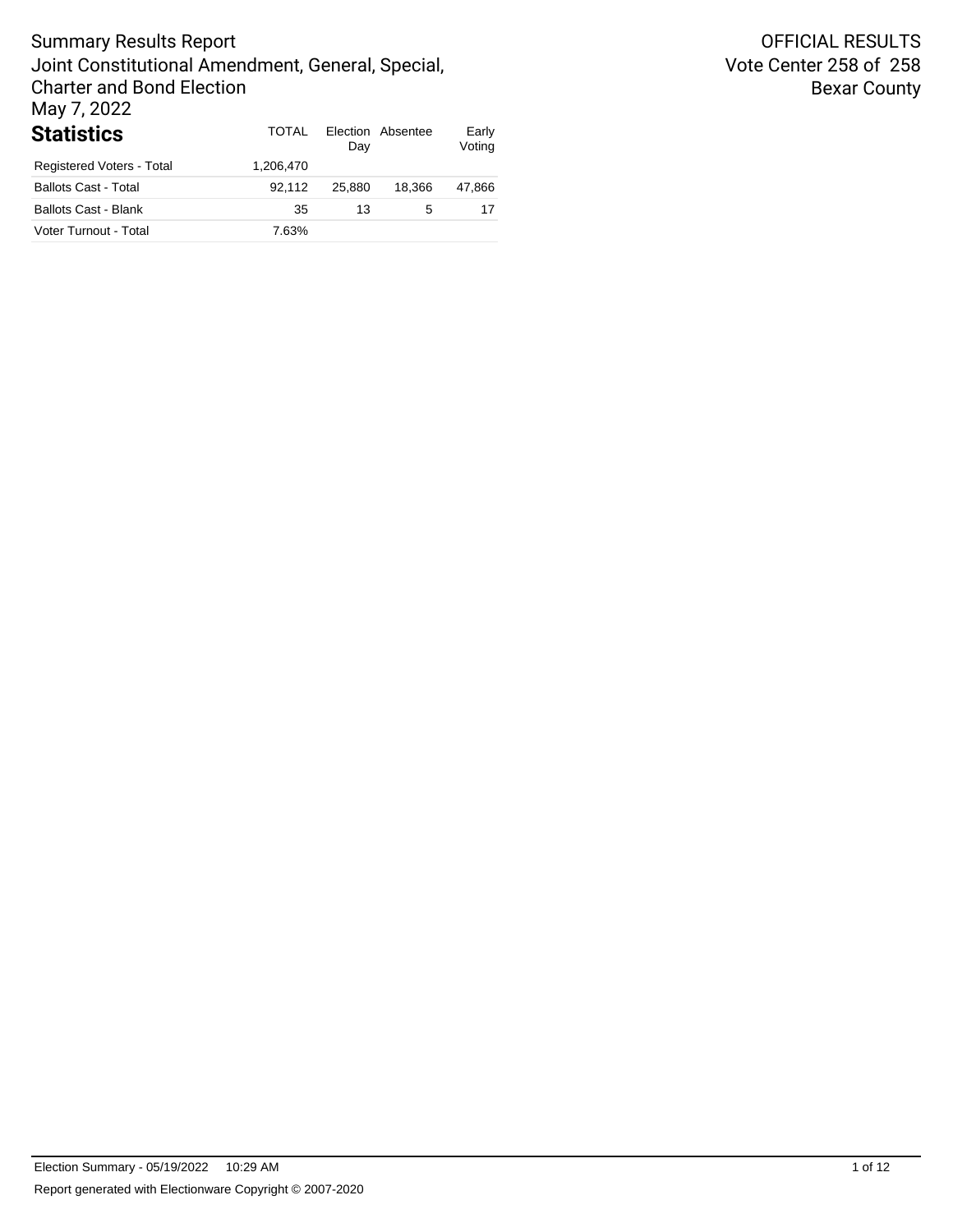Summary Results Report
Joint Constitutional Amendment, General, Special, Charter and Bond Election
May 7, 2022

OFFICIAL RESULTS
Vote Center 258 of 258
Bexar County

## Statistics

| | TOTAL | Election Day | Absentee | Early Voting |
|---|---|---|---|---|
| Registered Voters - Total | 1,206,470 | | | |
| Ballots Cast - Total | 92,112 | 25,880 | 18,366 | 47,866 |
| Ballots Cast - Blank | 35 | 13 | 5 | 17 |
| Voter Turnout - Total | 7.63% | | | |

Election Summary - 05/19/2022 10:29 AM

Report generated with Electionware Copyright © 2007-2020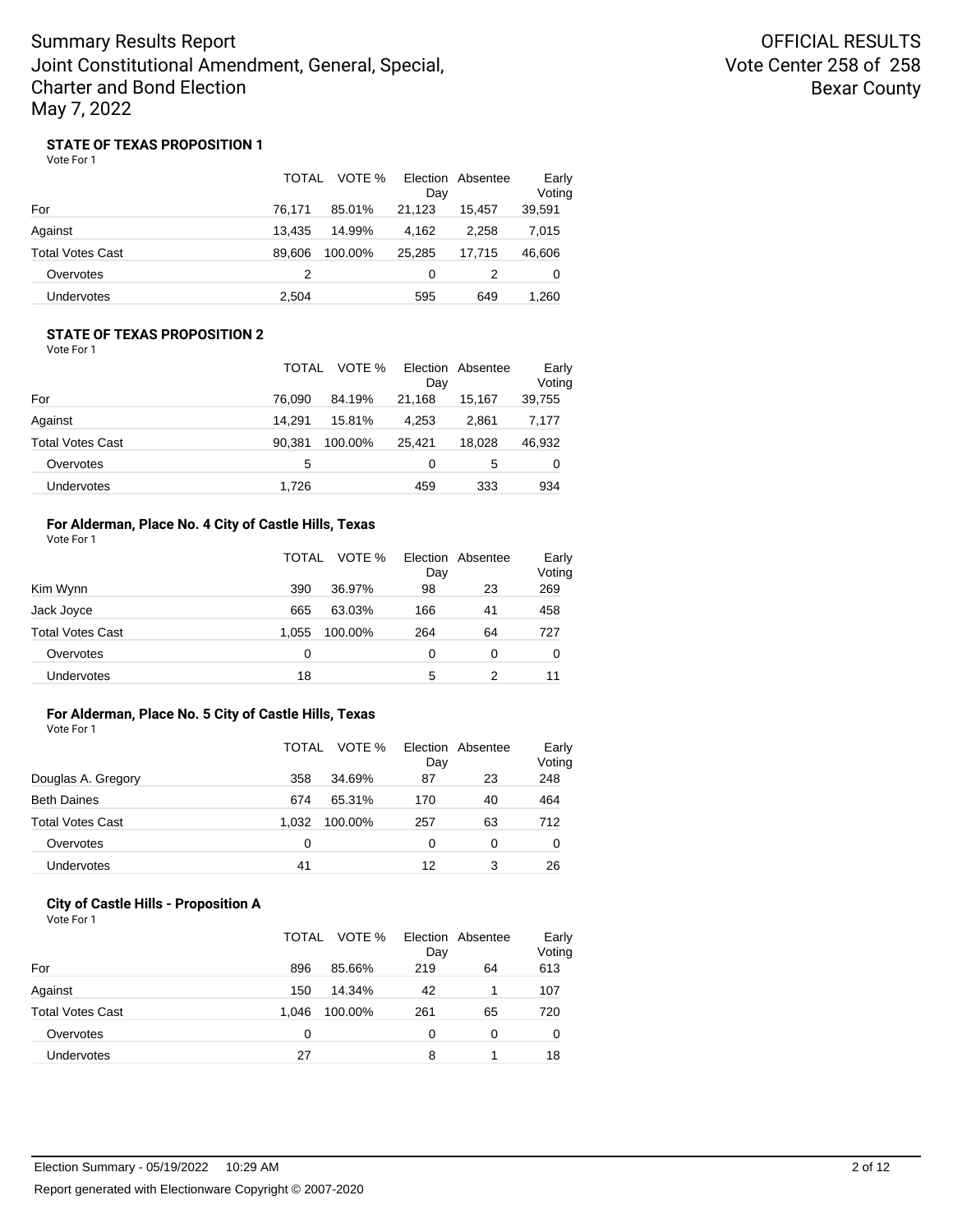Summary Results Report
Joint Constitutional Amendment, General, Special, Charter and Bond Election
May 7, 2022

OFFICIAL RESULTS
Vote Center 258 of 258
Bexar County

### STATE OF TEXAS PROPOSITION 1

Vote For 1

| | TOTAL | VOTE % | Election Day | Absentee | Early Voting |
|---|---|---|---|---|---|
| For | 76,171 | 85.01% | 21,123 | 15,457 | 39,591 |
| Against | 13,435 | 14.99% | 4,162 | 2,258 | 7,015 |
| Total Votes Cast | 89,606 | 100.00% | 25,285 | 17,715 | 46,606 |
| Overvotes | 2 | | 0 | 2 | 0 |
| Undervotes | 2,504 | | 595 | 649 | 1,260 |

### STATE OF TEXAS PROPOSITION 2

Vote For 1

| | TOTAL | VOTE % | Election Day | Absentee | Early Voting |
|---|---|---|---|---|---|
| For | 76,090 | 84.19% | 21,168 | 15,167 | 39,755 |
| Against | 14,291 | 15.81% | 4,253 | 2,861 | 7,177 |
| Total Votes Cast | 90,381 | 100.00% | 25,421 | 18,028 | 46,932 |
| Overvotes | 5 | | 0 | 5 | 0 |
| Undervotes | 1,726 | | 459 | 333 | 934 |

### For Alderman, Place No. 4 City of Castle Hills, Texas

Vote For 1

| | TOTAL | VOTE % | Election Day | Absentee | Early Voting |
|---|---|---|---|---|---|
| Kim Wynn | 390 | 36.97% | 98 | 23 | 269 |
| Jack Joyce | 665 | 63.03% | 166 | 41 | 458 |
| Total Votes Cast | 1,055 | 100.00% | 264 | 64 | 727 |
| Overvotes | 0 | | 0 | 0 | 0 |
| Undervotes | 18 | | 5 | 2 | 11 |

### For Alderman, Place No. 5 City of Castle Hills, Texas

Vote For 1

| | TOTAL | VOTE % | Election Day | Absentee | Early Voting |
|---|---|---|---|---|---|
| Douglas A. Gregory | 358 | 34.69% | 87 | 23 | 248 |
| Beth Daines | 674 | 65.31% | 170 | 40 | 464 |
| Total Votes Cast | 1,032 | 100.00% | 257 | 63 | 712 |
| Overvotes | 0 | | 0 | 0 | 0 |
| Undervotes | 41 | | 12 | 3 | 26 |

### City of Castle Hills - Proposition A

Vote For 1

| | TOTAL | VOTE % | Election Day | Absentee | Early Voting |
|---|---|---|---|---|---|
| For | 896 | 85.66% | 219 | 64 | 613 |
| Against | 150 | 14.34% | 42 | 1 | 107 |
| Total Votes Cast | 1,046 | 100.00% | 261 | 65 | 720 |
| Overvotes | 0 | | 0 | 0 | 0 |
| Undervotes | 27 | | 8 | 1 | 18 |

Election Summary - 05/19/2022 10:29 AM

Report generated with Electionware Copyright © 2007-2020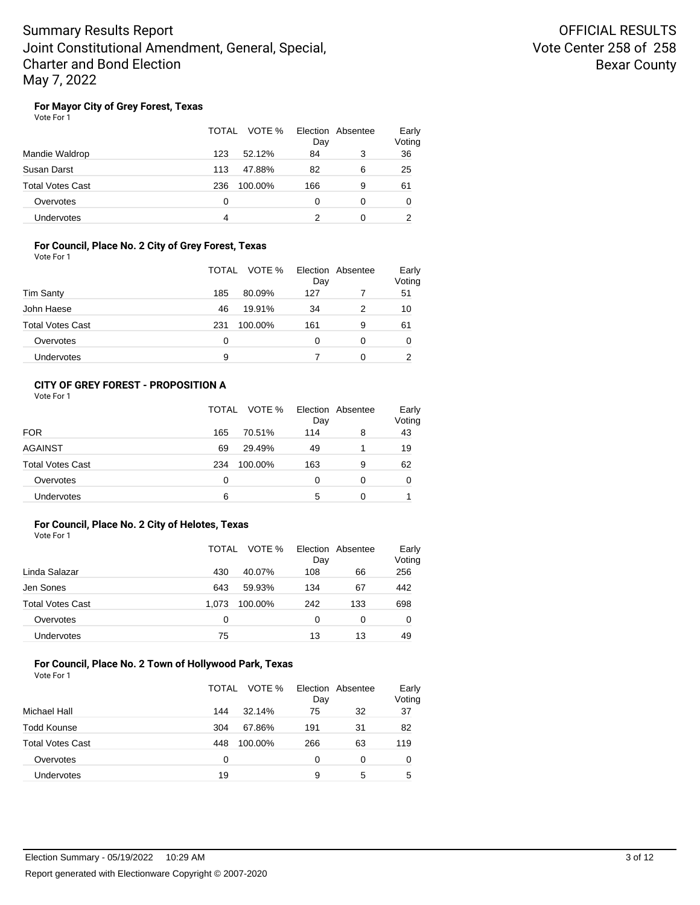# Summary Results Report
# Joint Constitutional Amendment, General, Special, Charter and Bond Election
# May 7, 2022

**OFFICIAL RESULTS**
**Vote Center 258 of 258**
**Bexar County**

### For Mayor City of Grey Forest, Texas

Vote For 1

| | TOTAL | VOTE % | Election Day | Absentee | Early Voting |
|---|---|---|---|---|---|
| Mandie Waldrop | 123 | 52.12% | 84 | 3 | 36 |
| Susan Darst | 113 | 47.88% | 82 | 6 | 25 |
| Total Votes Cast | 236 | 100.00% | 166 | 9 | 61 |
| Overvotes | 0 | | 0 | 0 | 0 |
| Undervotes | 4 | | 2 | 0 | 2 |

### For Council, Place No. 2 City of Grey Forest, Texas

Vote For 1

| | TOTAL | VOTE % | Election Day | Absentee | Early Voting |
|---|---|---|---|---|---|
| Tim Santy | 185 | 80.09% | 127 | 7 | 51 |
| John Haese | 46 | 19.91% | 34 | 2 | 10 |
| Total Votes Cast | 231 | 100.00% | 161 | 9 | 61 |
| Overvotes | 0 | | 0 | 0 | 0 |
| Undervotes | 9 | | 7 | 0 | 2 |

### CITY OF GREY FOREST - PROPOSITION A

Vote For 1

| | TOTAL | VOTE % | Election Day | Absentee | Early Voting |
|---|---|---|---|---|---|
| FOR | 165 | 70.51% | 114 | 8 | 43 |
| AGAINST | 69 | 29.49% | 49 | 1 | 19 |
| Total Votes Cast | 234 | 100.00% | 163 | 9 | 62 |
| Overvotes | 0 | | 0 | 0 | 0 |
| Undervotes | 6 | | 5 | 0 | 1 |

### For Council, Place No. 2 City of Helotes, Texas

Vote For 1

| | TOTAL | VOTE % | Election Day | Absentee | Early Voting |
|---|---|---|---|---|---|
| Linda Salazar | 430 | 40.07% | 108 | 66 | 256 |
| Jen Sones | 643 | 59.93% | 134 | 67 | 442 |
| Total Votes Cast | 1,073 | 100.00% | 242 | 133 | 698 |
| Overvotes | 0 | | 0 | 0 | 0 |
| Undervotes | 75 | | 13 | 13 | 49 |

### For Council, Place No. 2 Town of Hollywood Park, Texas

Vote For 1

| | TOTAL | VOTE % | Election Day | Absentee | Early Voting |
|---|---|---|---|---|---|
| Michael Hall | 144 | 32.14% | 75 | 32 | 37 |
| Todd Kounse | 304 | 67.86% | 191 | 31 | 82 |
| Total Votes Cast | 448 | 100.00% | 266 | 63 | 119 |
| Overvotes | 0 | | 0 | 0 | 0 |
| Undervotes | 19 | | 9 | 5 | 5 |

Election Summary - 05/19/2022 10:29 AM

Report generated with Electionware Copyright © 2007-2020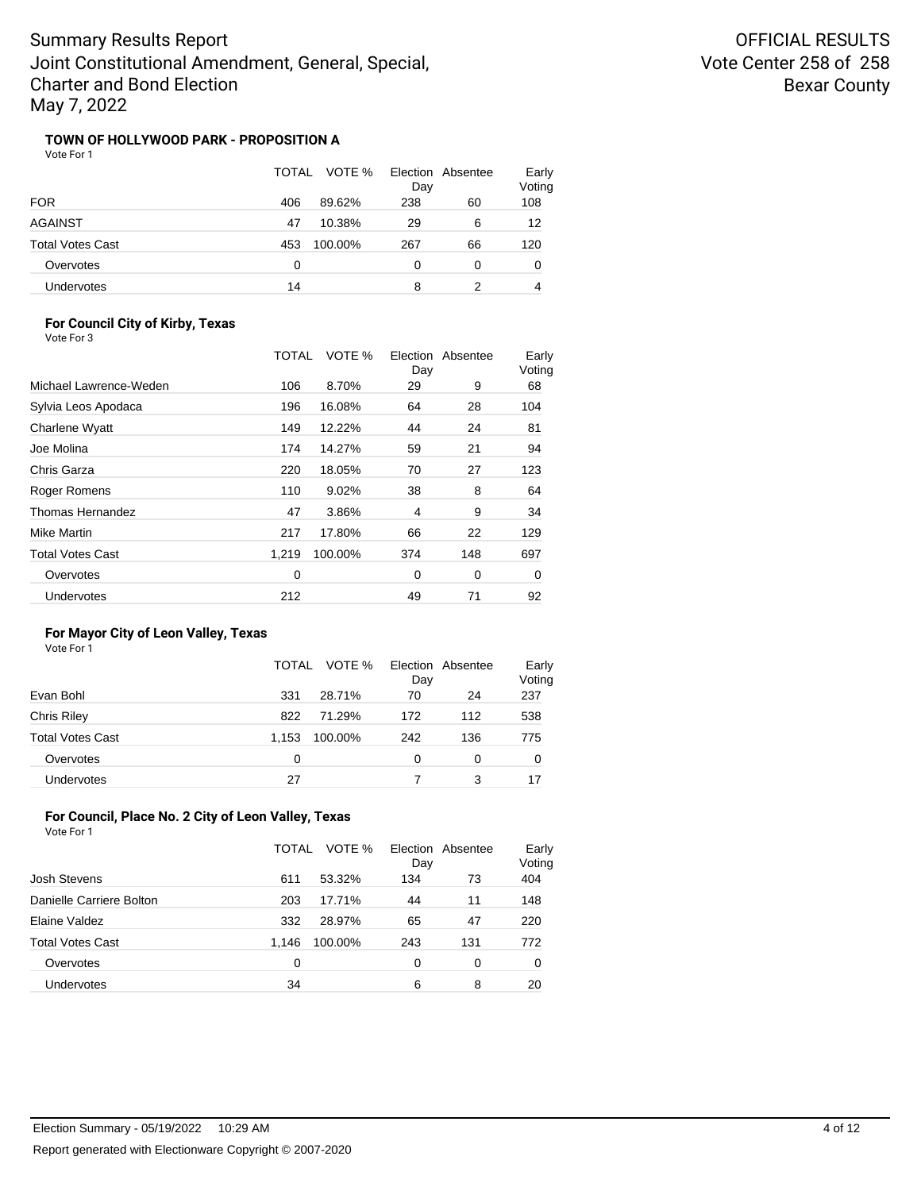# Summary Results Report
# Joint Constitutional Amendment, General, Special, Charter and Bond Election
# May 7, 2022

**OFFICIAL RESULTS**
**Vote Center 258 of 258**
**Bexar County**

### TOWN OF HOLLYWOOD PARK - PROPOSITION A

Vote For 1

| | TOTAL | VOTE % | Election Day | Absentee | Early Voting |
|---|---|---|---|---|---|
| FOR | 406 | 89.62% | 238 | 60 | 108 |
| AGAINST | 47 | 10.38% | 29 | 6 | 12 |
| Total Votes Cast | 453 | 100.00% | 267 | 66 | 120 |
| Overvotes | 0 | | 0 | 0 | 0 |
| Undervotes | 14 | | 8 | 2 | 4 |

### For Council City of Kirby, Texas

Vote For 3

| | TOTAL | VOTE % | Election Day | Absentee | Early Voting |
|---|---|---|---|---|---|
| Michael Lawrence-Weden | 106 | 8.70% | 29 | 9 | 68 |
| Sylvia Leos Apodaca | 196 | 16.08% | 64 | 28 | 104 |
| Charlene Wyatt | 149 | 12.22% | 44 | 24 | 81 |
| Joe Molina | 174 | 14.27% | 59 | 21 | 94 |
| Chris Garza | 220 | 18.05% | 70 | 27 | 123 |
| Roger Romens | 110 | 9.02% | 38 | 8 | 64 |
| Thomas Hernandez | 47 | 3.86% | 4 | 9 | 34 |
| Mike Martin | 217 | 17.80% | 66 | 22 | 129 |
| Total Votes Cast | 1,219 | 100.00% | 374 | 148 | 697 |
| Overvotes | 0 | | 0 | 0 | 0 |
| Undervotes | 212 | | 49 | 71 | 92 |

### For Mayor City of Leon Valley, Texas

Vote For 1

| | TOTAL | VOTE % | Election Day | Absentee | Early Voting |
|---|---|---|---|---|---|
| Evan Bohl | 331 | 28.71% | 70 | 24 | 237 |
| Chris Riley | 822 | 71.29% | 172 | 112 | 538 |
| Total Votes Cast | 1,153 | 100.00% | 242 | 136 | 775 |
| Overvotes | 0 | | 0 | 0 | 0 |
| Undervotes | 27 | | 7 | 3 | 17 |

### For Council, Place No. 2 City of Leon Valley, Texas

Vote For 1

| | TOTAL | VOTE % | Election Day | Absentee | Early Voting |
|---|---|---|---|---|---|
| Josh Stevens | 611 | 53.32% | 134 | 73 | 404 |
| Danielle Carriere Bolton | 203 | 17.71% | 44 | 11 | 148 |
| Elaine Valdez | 332 | 28.97% | 65 | 47 | 220 |
| Total Votes Cast | 1,146 | 100.00% | 243 | 131 | 772 |
| Overvotes | 0 | | 0 | 0 | 0 |
| Undervotes | 34 | | 6 | 8 | 20 |

Election Summary - 05/19/2022 10:29 AM

Report generated with Electionware Copyright © 2007-2020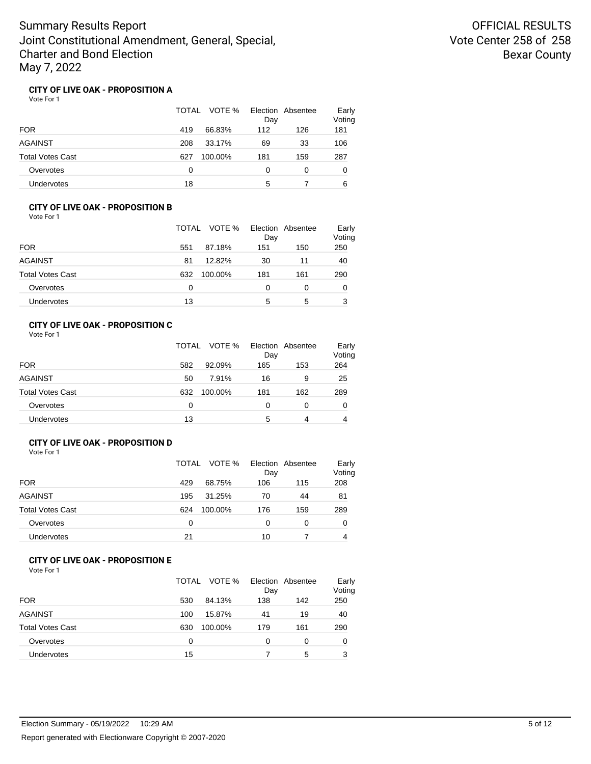# Summary Results Report
## Joint Constitutional Amendment, General, Special, Charter and Bond Election
## May 7, 2022

**OFFICIAL RESULTS**
**Vote Center 258 of 258**
**Bexar County**

### CITY OF LIVE OAK - PROPOSITION A

Vote For 1

| | TOTAL | VOTE % | Election Day | Absentee | Early Voting |
|---|---|---|---|---|---|
| FOR | 419 | 66.83% | 112 | 126 | 181 |
| AGAINST | 208 | 33.17% | 69 | 33 | 106 |
| Total Votes Cast | 627 | 100.00% | 181 | 159 | 287 |
| Overvotes | 0 | | 0 | 0 | 0 |
| Undervotes | 18 | | 5 | 7 | 6 |

### CITY OF LIVE OAK - PROPOSITION B

Vote For 1

| | TOTAL | VOTE % | Election Day | Absentee | Early Voting |
|---|---|---|---|---|---|
| FOR | 551 | 87.18% | 151 | 150 | 250 |
| AGAINST | 81 | 12.82% | 30 | 11 | 40 |
| Total Votes Cast | 632 | 100.00% | 181 | 161 | 290 |
| Overvotes | 0 | | 0 | 0 | 0 |
| Undervotes | 13 | | 5 | 5 | 3 |

### CITY OF LIVE OAK - PROPOSITION C

Vote For 1

| | TOTAL | VOTE % | Election Day | Absentee | Early Voting |
|---|---|---|---|---|---|
| FOR | 582 | 92.09% | 165 | 153 | 264 |
| AGAINST | 50 | 7.91% | 16 | 9 | 25 |
| Total Votes Cast | 632 | 100.00% | 181 | 162 | 289 |
| Overvotes | 0 | | 0 | 0 | 0 |
| Undervotes | 13 | | 5 | 4 | 4 |

### CITY OF LIVE OAK - PROPOSITION D

Vote For 1

| | TOTAL | VOTE % | Election Day | Absentee | Early Voting |
|---|---|---|---|---|---|
| FOR | 429 | 68.75% | 106 | 115 | 208 |
| AGAINST | 195 | 31.25% | 70 | 44 | 81 |
| Total Votes Cast | 624 | 100.00% | 176 | 159 | 289 |
| Overvotes | 0 | | 0 | 0 | 0 |
| Undervotes | 21 | | 10 | 7 | 4 |

### CITY OF LIVE OAK - PROPOSITION E

Vote For 1

| | TOTAL | VOTE % | Election Day | Absentee | Early Voting |
|---|---|---|---|---|---|
| FOR | 530 | 84.13% | 138 | 142 | 250 |
| AGAINST | 100 | 15.87% | 41 | 19 | 40 |
| Total Votes Cast | 630 | 100.00% | 179 | 161 | 290 |
| Overvotes | 0 | | 0 | 0 | 0 |
| Undervotes | 15 | | 7 | 5 | 3 |

Election Summary - 05/19/2022 10:29 AM

Report generated with Electionware Copyright © 2007-2020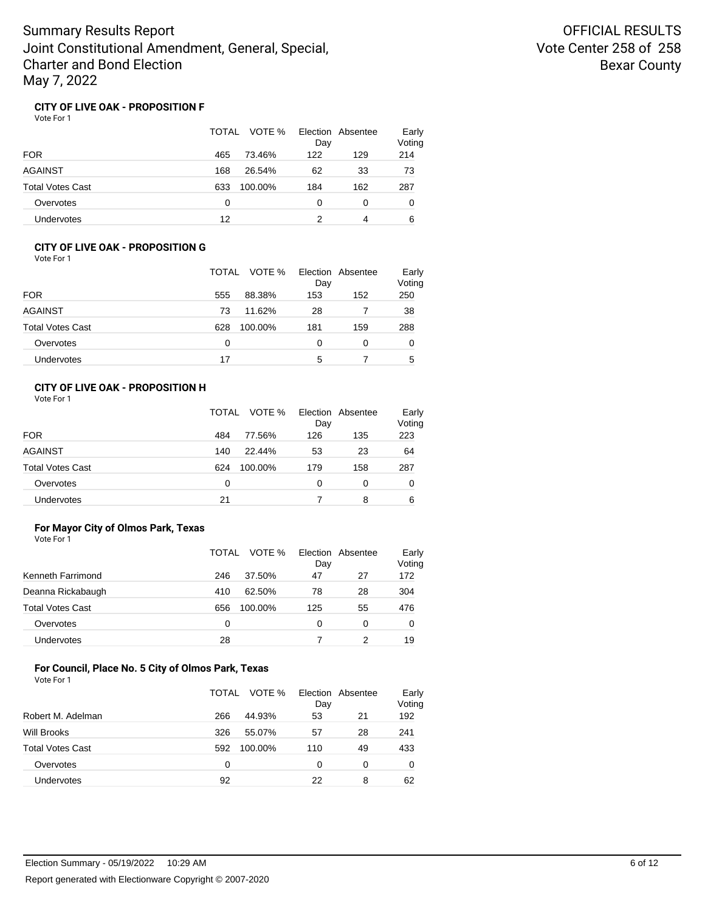# Summary Results Report
Joint Constitutional Amendment, General, Special, Charter and Bond Election
May 7, 2022

OFFICIAL RESULTS
Vote Center 258 of 258
Bexar County

### CITY OF LIVE OAK - PROPOSITION F

Vote For 1

| | TOTAL | VOTE % | Election Day | Absentee | Early Voting |
|---|---|---|---|---|---|
| FOR | 465 | 73.46% | 122 | 129 | 214 |
| AGAINST | 168 | 26.54% | 62 | 33 | 73 |
| Total Votes Cast | 633 | 100.00% | 184 | 162 | 287 |
| Overvotes | 0 | | 0 | 0 | 0 |
| Undervotes | 12 | | 2 | 4 | 6 |

### CITY OF LIVE OAK - PROPOSITION G

Vote For 1

| | TOTAL | VOTE % | Election Day | Absentee | Early Voting |
|---|---|---|---|---|---|
| FOR | 555 | 88.38% | 153 | 152 | 250 |
| AGAINST | 73 | 11.62% | 28 | 7 | 38 |
| Total Votes Cast | 628 | 100.00% | 181 | 159 | 288 |
| Overvotes | 0 | | 0 | 0 | 0 |
| Undervotes | 17 | | 5 | 7 | 5 |

### CITY OF LIVE OAK - PROPOSITION H

Vote For 1

| | TOTAL | VOTE % | Election Day | Absentee | Early Voting |
|---|---|---|---|---|---|
| FOR | 484 | 77.56% | 126 | 135 | 223 |
| AGAINST | 140 | 22.44% | 53 | 23 | 64 |
| Total Votes Cast | 624 | 100.00% | 179 | 158 | 287 |
| Overvotes | 0 | | 0 | 0 | 0 |
| Undervotes | 21 | | 7 | 8 | 6 |

### For Mayor City of Olmos Park, Texas

Vote For 1

| | TOTAL | VOTE % | Election Day | Absentee | Early Voting |
|---|---|---|---|---|---|
| Kenneth Farrimond | 246 | 37.50% | 47 | 27 | 172 |
| Deanna Rickabaugh | 410 | 62.50% | 78 | 28 | 304 |
| Total Votes Cast | 656 | 100.00% | 125 | 55 | 476 |
| Overvotes | 0 | | 0 | 0 | 0 |
| Undervotes | 28 | | 7 | 2 | 19 |

### For Council, Place No. 5 City of Olmos Park, Texas

Vote For 1

| | TOTAL | VOTE % | Election Day | Absentee | Early Voting |
|---|---|---|---|---|---|
| Robert M. Adelman | 266 | 44.93% | 53 | 21 | 192 |
| Will Brooks | 326 | 55.07% | 57 | 28 | 241 |
| Total Votes Cast | 592 | 100.00% | 110 | 49 | 433 |
| Overvotes | 0 | | 0 | 0 | 0 |
| Undervotes | 92 | | 22 | 8 | 62 |

Election Summary - 05/19/2022 10:29 AM

Report generated with Electionware Copyright © 2007-2020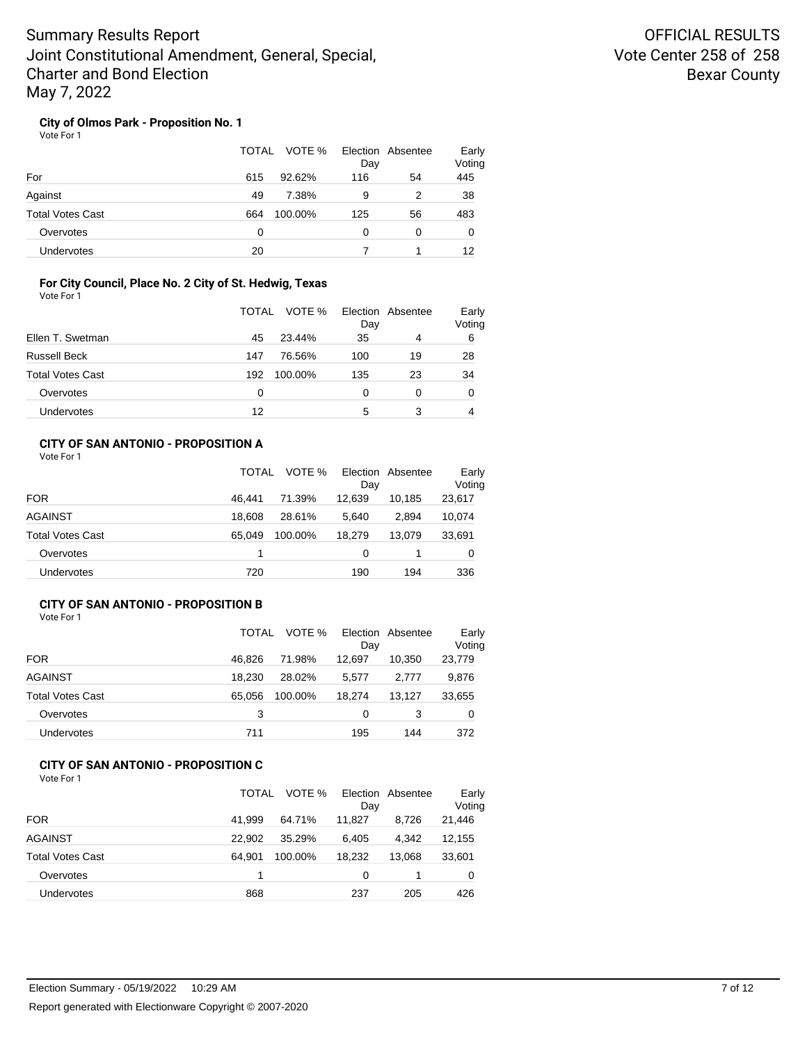# Summary Results Report
# Joint Constitutional Amendment, General, Special, Charter and Bond Election
# May 7, 2022

OFFICIAL RESULTS
Vote Center 258 of 258
Bexar County

### City of Olmos Park - Proposition No. 1

Vote For 1

| | TOTAL | VOTE % | Election Day | Absentee | Early Voting |
|---|---|---|---|---|---|
| For | 615 | 92.62% | 116 | 54 | 445 |
| Against | 49 | 7.38% | 9 | 2 | 38 |
| Total Votes Cast | 664 | 100.00% | 125 | 56 | 483 |
| Overvotes | 0 | | 0 | 0 | 0 |
| Undervotes | 20 | | 7 | 1 | 12 |

### For City Council, Place No. 2 City of St. Hedwig, Texas

Vote For 1

| | TOTAL | VOTE % | Election Day | Absentee | Early Voting |
|---|---|---|---|---|---|
| Ellen T. Swetman | 45 | 23.44% | 35 | 4 | 6 |
| Russell Beck | 147 | 76.56% | 100 | 19 | 28 |
| Total Votes Cast | 192 | 100.00% | 135 | 23 | 34 |
| Overvotes | 0 | | 0 | 0 | 0 |
| Undervotes | 12 | | 5 | 3 | 4 |

### CITY OF SAN ANTONIO - PROPOSITION A

Vote For 1

| | TOTAL | VOTE % | Election Day | Absentee | Early Voting |
|---|---|---|---|---|---|
| FOR | 46,441 | 71.39% | 12,639 | 10,185 | 23,617 |
| AGAINST | 18,608 | 28.61% | 5,640 | 2,894 | 10,074 |
| Total Votes Cast | 65,049 | 100.00% | 18,279 | 13,079 | 33,691 |
| Overvotes | 1 | | 0 | 1 | 0 |
| Undervotes | 720 | | 190 | 194 | 336 |

### CITY OF SAN ANTONIO - PROPOSITION B

Vote For 1

| | TOTAL | VOTE % | Election Day | Absentee | Early Voting |
|---|---|---|---|---|---|
| FOR | 46,826 | 71.98% | 12,697 | 10,350 | 23,779 |
| AGAINST | 18,230 | 28.02% | 5,577 | 2,777 | 9,876 |
| Total Votes Cast | 65,056 | 100.00% | 18,274 | 13,127 | 33,655 |
| Overvotes | 3 | | 0 | 3 | 0 |
| Undervotes | 711 | | 195 | 144 | 372 |

### CITY OF SAN ANTONIO - PROPOSITION C

Vote For 1

| | TOTAL | VOTE % | Election Day | Absentee | Early Voting |
|---|---|---|---|---|---|
| FOR | 41,999 | 64.71% | 11,827 | 8,726 | 21,446 |
| AGAINST | 22,902 | 35.29% | 6,405 | 4,342 | 12,155 |
| Total Votes Cast | 64,901 | 100.00% | 18,232 | 13,068 | 33,601 |
| Overvotes | 1 | | 0 | 1 | 0 |
| Undervotes | 868 | | 237 | 205 | 426 |

Election Summary - 05/19/2022 10:29 AM

Report generated with Electionware Copyright © 2007-2020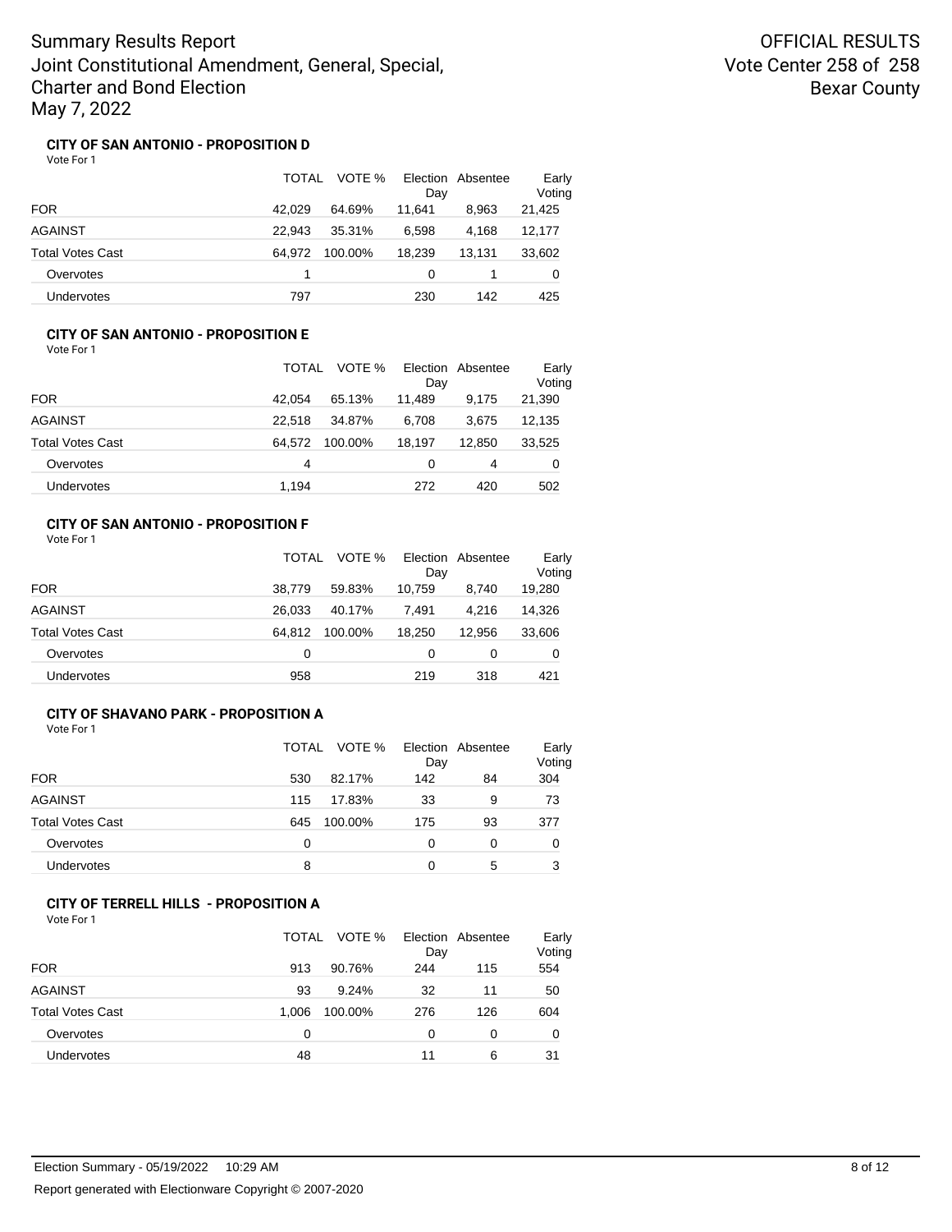# Summary Results Report

Joint Constitutional Amendment, General, Special, Charter and Bond Election

May 7, 2022

OFFICIAL RESULTS

Vote Center 258 of 258

Bexar County

### CITY OF SAN ANTONIO - PROPOSITION D

Vote For 1

| | TOTAL | VOTE % | Election Day | Absentee | Early Voting |
|---|---|---|---|---|---|
| FOR | 42,029 | 64.69% | 11,641 | 8,963 | 21,425 |
| AGAINST | 22,943 | 35.31% | 6,598 | 4,168 | 12,177 |
| Total Votes Cast | 64,972 | 100.00% | 18,239 | 13,131 | 33,602 |
| Overvotes | 1 | | 0 | 1 | 0 |
| Undervotes | 797 | | 230 | 142 | 425 |

### CITY OF SAN ANTONIO - PROPOSITION E

Vote For 1

| | TOTAL | VOTE % | Election Day | Absentee | Early Voting |
|---|---|---|---|---|---|
| FOR | 42,054 | 65.13% | 11,489 | 9,175 | 21,390 |
| AGAINST | 22,518 | 34.87% | 6,708 | 3,675 | 12,135 |
| Total Votes Cast | 64,572 | 100.00% | 18,197 | 12,850 | 33,525 |
| Overvotes | 4 | | 0 | 4 | 0 |
| Undervotes | 1,194 | | 272 | 420 | 502 |

### CITY OF SAN ANTONIO - PROPOSITION F

Vote For 1

| | TOTAL | VOTE % | Election Day | Absentee | Early Voting |
|---|---|---|---|---|---|
| FOR | 38,779 | 59.83% | 10,759 | 8,740 | 19,280 |
| AGAINST | 26,033 | 40.17% | 7,491 | 4,216 | 14,326 |
| Total Votes Cast | 64,812 | 100.00% | 18,250 | 12,956 | 33,606 |
| Overvotes | 0 | | 0 | 0 | 0 |
| Undervotes | 958 | | 219 | 318 | 421 |

### CITY OF SHAVANO PARK - PROPOSITION A

Vote For 1

| | TOTAL | VOTE % | Election Day | Absentee | Early Voting |
|---|---|---|---|---|---|
| FOR | 530 | 82.17% | 142 | 84 | 304 |
| AGAINST | 115 | 17.83% | 33 | 9 | 73 |
| Total Votes Cast | 645 | 100.00% | 175 | 93 | 377 |
| Overvotes | 0 | | 0 | 0 | 0 |
| Undervotes | 8 | | 0 | 5 | 3 |

### CITY OF TERRELL HILLS - PROPOSITION A

Vote For 1

| | TOTAL | VOTE % | Election Day | Absentee | Early Voting |
|---|---|---|---|---|---|
| FOR | 913 | 90.76% | 244 | 115 | 554 |
| AGAINST | 93 | 9.24% | 32 | 11 | 50 |
| Total Votes Cast | 1,006 | 100.00% | 276 | 126 | 604 |
| Overvotes | 0 | | 0 | 0 | 0 |
| Undervotes | 48 | | 11 | 6 | 31 |

Election Summary - 05/19/2022 10:29 AM

Report generated with Electionware Copyright © 2007-2020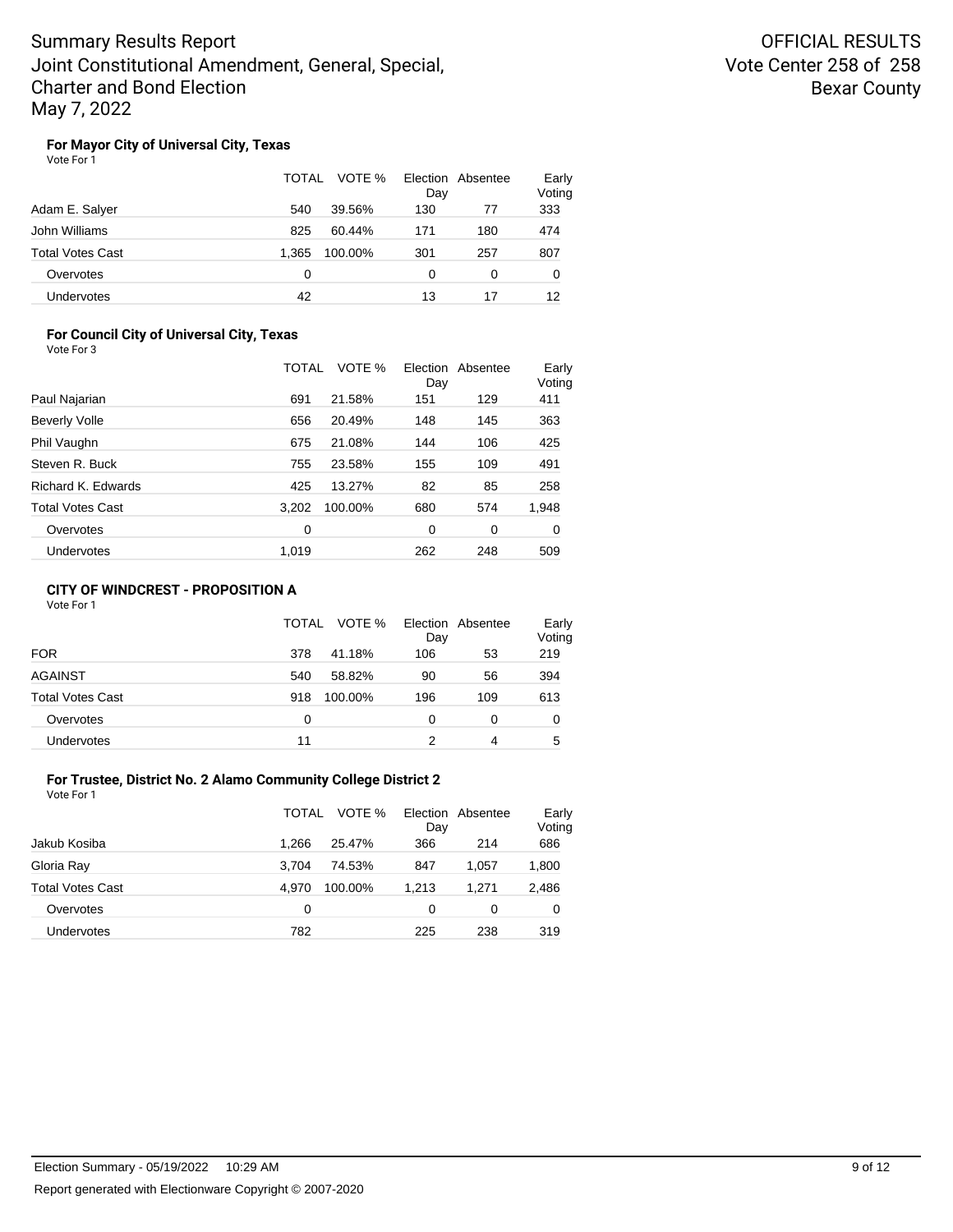# Summary Results Report
## Joint Constitutional Amendment, General, Special, Charter and Bond Election
## May 7, 2022

**OFFICIAL RESULTS**
**Vote Center 258 of 258**
**Bexar County**

### For Mayor City of Universal City, Texas
Vote For 1

| | TOTAL | VOTE % | Election Day | Absentee | Early Voting |
|---|---|---|---|---|---|
| Adam E. Salyer | 540 | 39.56% | 130 | 77 | 333 |
| John Williams | 825 | 60.44% | 171 | 180 | 474 |
| Total Votes Cast | 1,365 | 100.00% | 301 | 257 | 807 |
| Overvotes | 0 | | 0 | 0 | 0 |
| Undervotes | 42 | | 13 | 17 | 12 |

### For Council City of Universal City, Texas
Vote For 3

| | TOTAL | VOTE % | Election Day | Absentee | Early Voting |
|---|---|---|---|---|---|
| Paul Najarian | 691 | 21.58% | 151 | 129 | 411 |
| Beverly Volle | 656 | 20.49% | 148 | 145 | 363 |
| Phil Vaughn | 675 | 21.08% | 144 | 106 | 425 |
| Steven R. Buck | 755 | 23.58% | 155 | 109 | 491 |
| Richard K. Edwards | 425 | 13.27% | 82 | 85 | 258 |
| Total Votes Cast | 3,202 | 100.00% | 680 | 574 | 1,948 |
| Overvotes | 0 | | 0 | 0 | 0 |
| Undervotes | 1,019 | | 262 | 248 | 509 |

### CITY OF WINDCREST - PROPOSITION A
Vote For 1

| | TOTAL | VOTE % | Election Day | Absentee | Early Voting |
|---|---|---|---|---|---|
| FOR | 378 | 41.18% | 106 | 53 | 219 |
| AGAINST | 540 | 58.82% | 90 | 56 | 394 |
| Total Votes Cast | 918 | 100.00% | 196 | 109 | 613 |
| Overvotes | 0 | | 0 | 0 | 0 |
| Undervotes | 11 | | 2 | 4 | 5 |

### For Trustee, District No. 2 Alamo Community College District 2
Vote For 1

| | TOTAL | VOTE % | Election Day | Absentee | Early Voting |
|---|---|---|---|---|---|
| Jakub Kosiba | 1,266 | 25.47% | 366 | 214 | 686 |
| Gloria Ray | 3,704 | 74.53% | 847 | 1,057 | 1,800 |
| Total Votes Cast | 4,970 | 100.00% | 1,213 | 1,271 | 2,486 |
| Overvotes | 0 | | 0 | 0 | 0 |
| Undervotes | 782 | | 225 | 238 | 319 |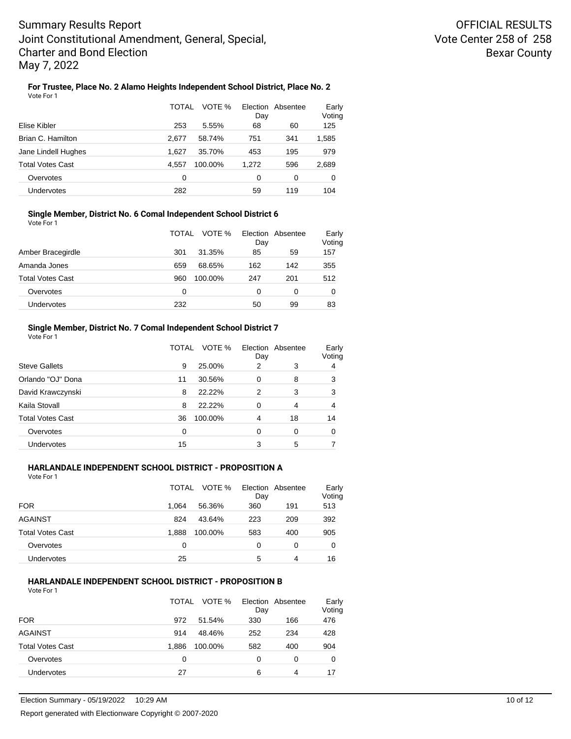# Summary Results Report
Joint Constitutional Amendment, General, Special, Charter and Bond Election
May 7, 2022

OFFICIAL RESULTS
Vote Center 258 of 258
Bexar County

### For Trustee, Place No. 2 Alamo Heights Independent School District, Place No. 2

Vote For 1

| | TOTAL | VOTE % | Election Day | Absentee | Early Voting |
|---|---|---|---|---|---|
| Elise Kibler | 253 | 5.55% | 68 | 60 | 125 |
| Brian C. Hamilton | 2,677 | 58.74% | 751 | 341 | 1,585 |
| Jane Lindell Hughes | 1,627 | 35.70% | 453 | 195 | 979 |
| Total Votes Cast | 4,557 | 100.00% | 1,272 | 596 | 2,689 |
| Overvotes | 0 | | 0 | 0 | 0 |
| Undervotes | 282 | | 59 | 119 | 104 |

### Single Member, District No. 6 Comal Independent School District 6

Vote For 1

| | TOTAL | VOTE % | Election Day | Absentee | Early Voting |
|---|---|---|---|---|---|
| Amber Bracegirdle | 301 | 31.35% | 85 | 59 | 157 |
| Amanda Jones | 659 | 68.65% | 162 | 142 | 355 |
| Total Votes Cast | 960 | 100.00% | 247 | 201 | 512 |
| Overvotes | 0 | | 0 | 0 | 0 |
| Undervotes | 232 | | 50 | 99 | 83 |

### Single Member, District No. 7 Comal Independent School District 7

Vote For 1

| | TOTAL | VOTE % | Election Day | Absentee | Early Voting |
|---|---|---|---|---|---|
| Steve Gallets | 9 | 25.00% | 2 | 3 | 4 |
| Orlando "OJ" Dona | 11 | 30.56% | 0 | 8 | 3 |
| David Krawczynski | 8 | 22.22% | 2 | 3 | 3 |
| Kaila Stovall | 8 | 22.22% | 0 | 4 | 4 |
| Total Votes Cast | 36 | 100.00% | 4 | 18 | 14 |
| Overvotes | 0 | | 0 | 0 | 0 |
| Undervotes | 15 | | 3 | 5 | 7 |

### HARLANDALE INDEPENDENT SCHOOL DISTRICT - PROPOSITION A

Vote For 1

| | TOTAL | VOTE % | Election Day | Absentee | Early Voting |
|---|---|---|---|---|---|
| FOR | 1,064 | 56.36% | 360 | 191 | 513 |
| AGAINST | 824 | 43.64% | 223 | 209 | 392 |
| Total Votes Cast | 1,888 | 100.00% | 583 | 400 | 905 |
| Overvotes | 0 | | 0 | 0 | 0 |
| Undervotes | 25 | | 5 | 4 | 16 |

### HARLANDALE INDEPENDENT SCHOOL DISTRICT - PROPOSITION B

Vote For 1

| | TOTAL | VOTE % | Election Day | Absentee | Early Voting |
|---|---|---|---|---|---|
| FOR | 972 | 51.54% | 330 | 166 | 476 |
| AGAINST | 914 | 48.46% | 252 | 234 | 428 |
| Total Votes Cast | 1,886 | 100.00% | 582 | 400 | 904 |
| Overvotes | 0 | | 0 | 0 | 0 |
| Undervotes | 27 | | 6 | 4 | 17 |

Election Summary - 05/19/2022 10:29 AM

Report generated with Electionware Copyright © 2007-2020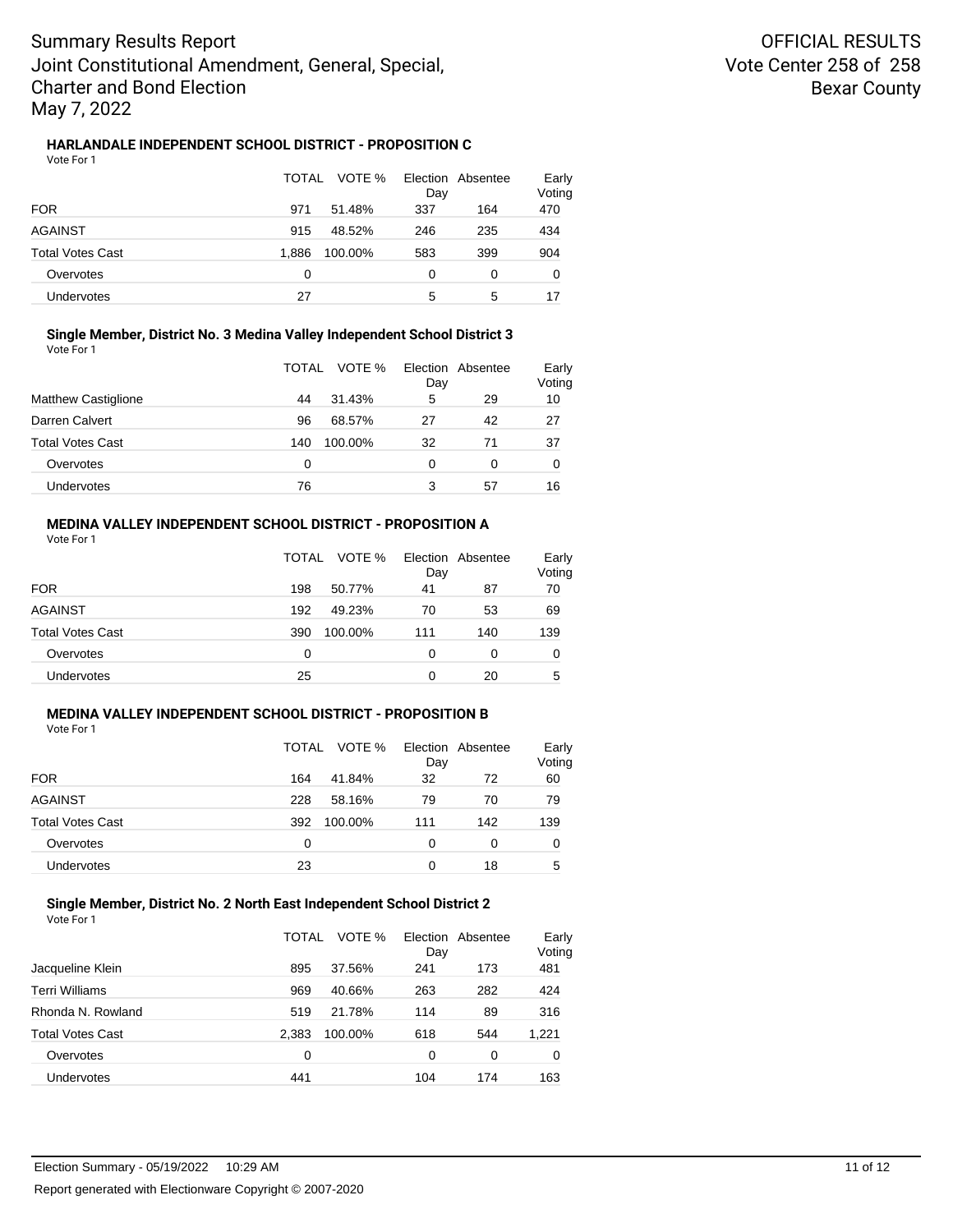# Summary Results Report
Joint Constitutional Amendment, General, Special, Charter and Bond Election
May 7, 2022

OFFICIAL RESULTS
Vote Center 258 of 258
Bexar County

### HARLANDALE INDEPENDENT SCHOOL DISTRICT - PROPOSITION C

Vote For 1

| | TOTAL | VOTE % | Election Day | Absentee | Early Voting |
|---|---|---|---|---|---|
| FOR | 971 | 51.48% | 337 | 164 | 470 |
| AGAINST | 915 | 48.52% | 246 | 235 | 434 |
| Total Votes Cast | 1,886 | 100.00% | 583 | 399 | 904 |
| Overvotes | 0 | | 0 | 0 | 0 |
| Undervotes | 27 | | 5 | 5 | 17 |

### Single Member, District No. 3 Medina Valley Independent School District 3

Vote For 1

| | TOTAL | VOTE % | Election Day | Absentee | Early Voting |
|---|---|---|---|---|---|
| Matthew Castiglione | 44 | 31.43% | 5 | 29 | 10 |
| Darren Calvert | 96 | 68.57% | 27 | 42 | 27 |
| Total Votes Cast | 140 | 100.00% | 32 | 71 | 37 |
| Overvotes | 0 | | 0 | 0 | 0 |
| Undervotes | 76 | | 3 | 57 | 16 |

### MEDINA VALLEY INDEPENDENT SCHOOL DISTRICT - PROPOSITION A

Vote For 1

| | TOTAL | VOTE % | Election Day | Absentee | Early Voting |
|---|---|---|---|---|---|
| FOR | 198 | 50.77% | 41 | 87 | 70 |
| AGAINST | 192 | 49.23% | 70 | 53 | 69 |
| Total Votes Cast | 390 | 100.00% | 111 | 140 | 139 |
| Overvotes | 0 | | 0 | 0 | 0 |
| Undervotes | 25 | | 0 | 20 | 5 |

### MEDINA VALLEY INDEPENDENT SCHOOL DISTRICT - PROPOSITION B

Vote For 1

| | TOTAL | VOTE % | Election Day | Absentee | Early Voting |
|---|---|---|---|---|---|
| FOR | 164 | 41.84% | 32 | 72 | 60 |
| AGAINST | 228 | 58.16% | 79 | 70 | 79 |
| Total Votes Cast | 392 | 100.00% | 111 | 142 | 139 |
| Overvotes | 0 | | 0 | 0 | 0 |
| Undervotes | 23 | | 0 | 18 | 5 |

### Single Member, District No. 2 North East Independent School District 2

Vote For 1

| | TOTAL | VOTE % | Election Day | Absentee | Early Voting |
|---|---|---|---|---|---|
| Jacqueline Klein | 895 | 37.56% | 241 | 173 | 481 |
| Terri Williams | 969 | 40.66% | 263 | 282 | 424 |
| Rhonda N. Rowland | 519 | 21.78% | 114 | 89 | 316 |
| Total Votes Cast | 2,383 | 100.00% | 618 | 544 | 1,221 |
| Overvotes | 0 | | 0 | 0 | 0 |
| Undervotes | 441 | | 104 | 174 | 163 |

Election Summary - 05/19/2022 10:29 AM

Report generated with Electionware Copyright © 2007-2020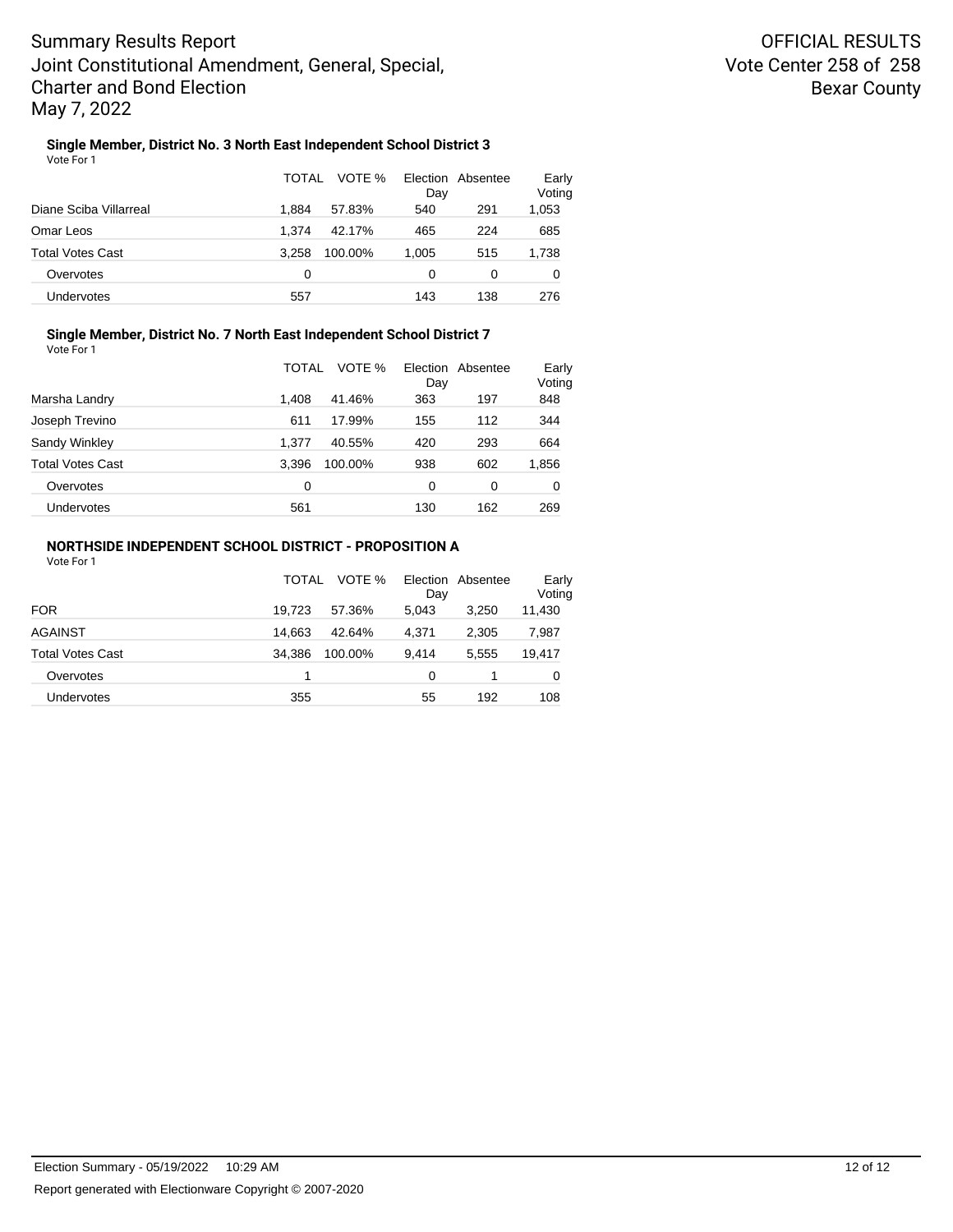### Single Member, District No. 3 North East Independent School District 3

Vote For 1

| | TOTAL | VOTE % | Election Day | Absentee | Early Voting |
|---|---|---|---|---|---|
| Diane Sciba Villarreal | 1,884 | 57.83% | 540 | 291 | 1,053 |
| Omar Leos | 1,374 | 42.17% | 465 | 224 | 685 |
| Total Votes Cast | 3,258 | 100.00% | 1,005 | 515 | 1,738 |
| Overvotes | 0 | | 0 | 0 | 0 |
| Undervotes | 557 | | 143 | 138 | 276 |

### Single Member, District No. 7 North East Independent School District 7

Vote For 1

| | TOTAL | VOTE % | Election Day | Absentee | Early Voting |
|---|---|---|---|---|---|
| Marsha Landry | 1,408 | 41.46% | 363 | 197 | 848 |
| Joseph Trevino | 611 | 17.99% | 155 | 112 | 344 |
| Sandy Winkley | 1,377 | 40.55% | 420 | 293 | 664 |
| Total Votes Cast | 3,396 | 100.00% | 938 | 602 | 1,856 |
| Overvotes | 0 | | 0 | 0 | 0 |
| Undervotes | 561 | | 130 | 162 | 269 |

### NORTHSIDE INDEPENDENT SCHOOL DISTRICT - PROPOSITION A

Vote For 1

| | TOTAL | VOTE % | Election Day | Absentee | Early Voting |
|---|---|---|---|---|---|
| FOR | 19,723 | 57.36% | 5,043 | 3,250 | 11,430 |
| AGAINST | 14,663 | 42.64% | 4,371 | 2,305 | 7,987 |
| Total Votes Cast | 34,386 | 100.00% | 9,414 | 5,555 | 19,417 |
| Overvotes | 1 | | 0 | 1 | 0 |
| Undervotes | 355 | | 55 | 192 | 108 |